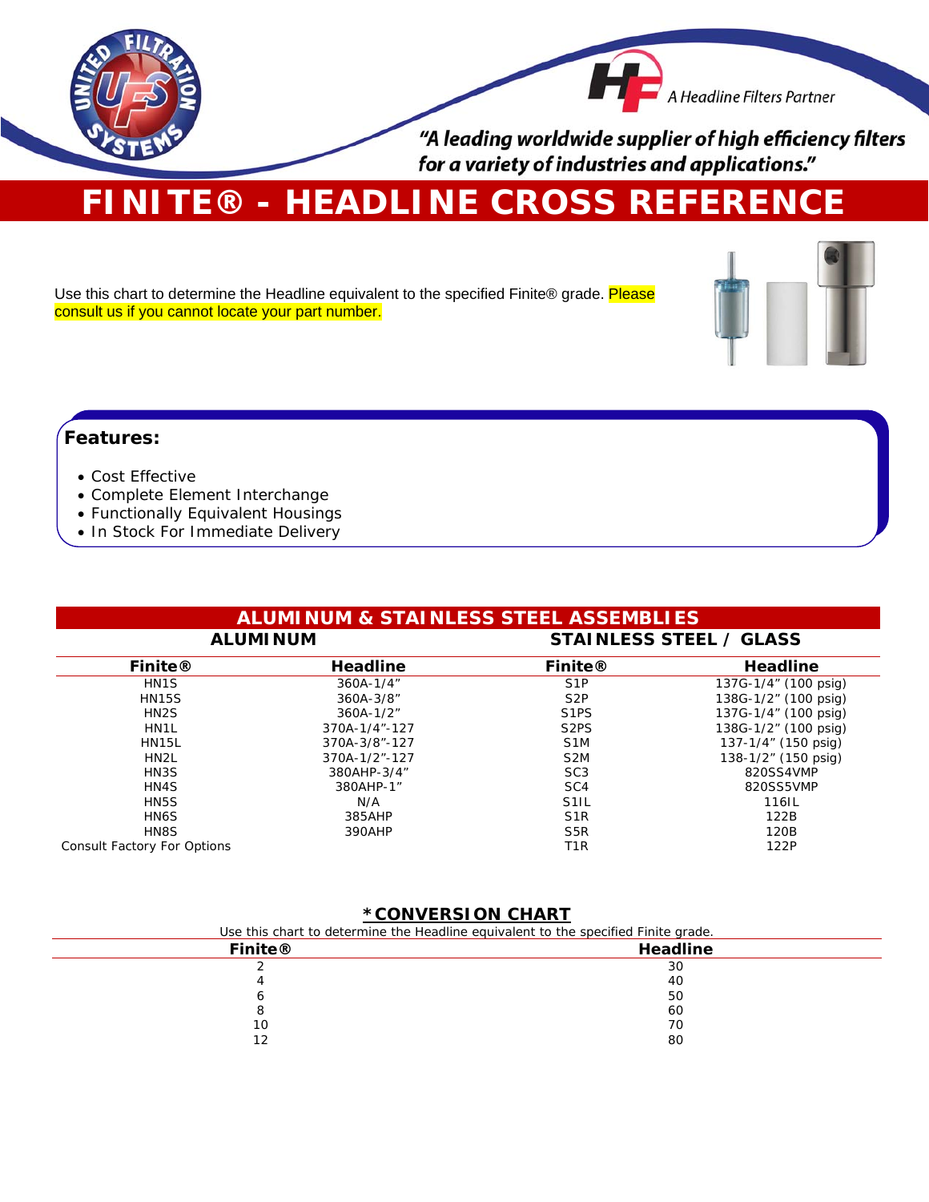"A leading worldwide supplier of high efficiency filters for a variety of industries and applications."

A Headline Filters Partner

# FINITE® - HEADLINE CROSS REFERENCE

Use this chart to determine the Headline equivalent to the specified Finite® grade. Please consult us if you cannot locate your part number.

## Features:

- Cost Effective
- Complete Element Interchange
- Functionally Equivalent Housings
- In Stock For Immediate Delivery

## ALUMINUM & STAINLESS STEEL ASSEMBLIES

| ALUMINUM | | STAINLESS STEEL / GLASS | |
|---|---|---|---|
| **Finite®** | **Headline** | **Finite®** | **Headline** |
| HN1S | 360A-1/4" | S1P | 137G-1/4" (100 psig) |
| HN15S | 360A-3/8" | S2P | 138G-1/2" (100 psig) |
| HN2S | 360A-1/2" | S1PS | 137G-1/4" (100 psig) |
| HN1L | 370A-1/4"-127 | S2PS | 138G-1/2" (100 psig) |
| HN15L | 370A-3/8"-127 | S1M | 137-1/4" (150 psig) |
| HN2L | 370A-1/2"-127 | S2M | 138-1/2" (150 psig) |
| HN3S | 380AHP-3/4" | SC3 | 820SS4VMP |
| HN4S | 380AHP-1" | SC4 | 820SS5VMP |
| HN5S | N/A | S1IL | 116IL |
| HN6S | 385AHP | S1R | 122B |
| HN8S | 390AHP | S5R | 120B |
| Consult Factory For Options | | T1R | 122P |

## *CONVERSION CHART

Use this chart to determine the Headline equivalent to the specified Finite grade.

| Finite® | Headline |
|---|---|
| 2 | 30 |
| 4 | 40 |
| 6 | 50 |
| 8 | 60 |
| 10 | 70 |
| 12 | 80 |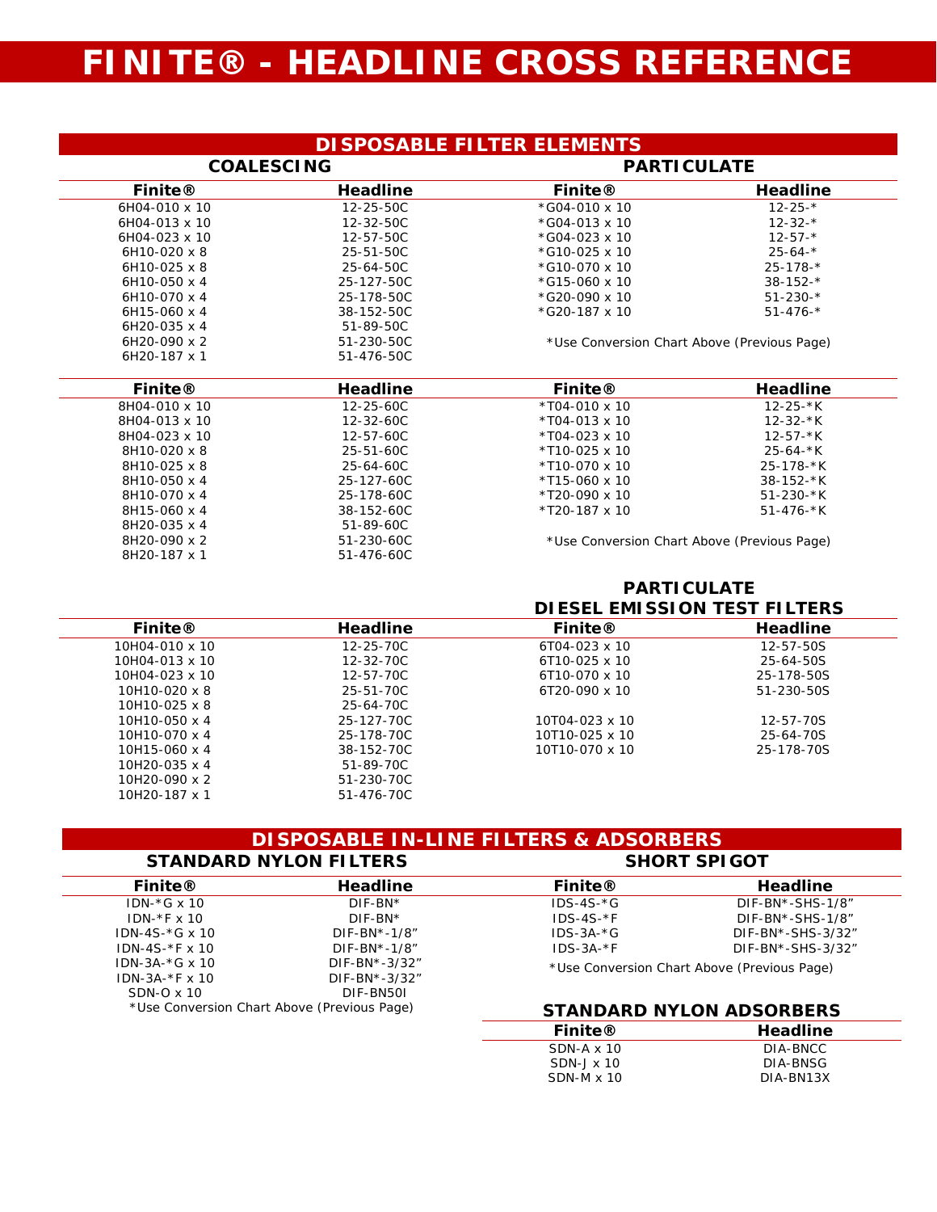# FINITE® - HEADLINE CROSS REFERENCE

## DISPOSABLE FILTER ELEMENTS

### COALESCING

| Finite® | Headline |
|---|---|
| 6H04-010 x 10 | 12-25-50C |
| 6H04-013 x 10 | 12-32-50C |
| 6H04-023 x 10 | 12-57-50C |
| 6H10-020 x 8 | 25-51-50C |
| 6H10-025 x 8 | 25-64-50C |
| 6H10-050 x 4 | 25-127-50C |
| 6H10-070 x 4 | 25-178-50C |
| 6H15-060 x 4 | 38-152-50C |
| 6H20-035 x 4 | 51-89-50C |
| 6H20-090 x 2 | 51-230-50C |
| 6H20-187 x 1 | 51-476-50C |

| Finite® | Headline |
|---|---|
| 8H04-010 x 10 | 12-25-60C |
| 8H04-013 x 10 | 12-32-60C |
| 8H04-023 x 10 | 12-57-60C |
| 8H10-020 x 8 | 25-51-60C |
| 8H10-025 x 8 | 25-64-60C |
| 8H10-050 x 4 | 25-127-60C |
| 8H10-070 x 4 | 25-178-60C |
| 8H15-060 x 4 | 38-152-60C |
| 8H20-035 x 4 | 51-89-60C |
| 8H20-090 x 2 | 51-230-60C |
| 8H20-187 x 1 | 51-476-60C |

| Finite® | Headline |
|---|---|
| 10H04-010 x 10 | 12-25-70C |
| 10H04-013 x 10 | 12-32-70C |
| 10H04-023 x 10 | 12-57-70C |
| 10H10-020 x 8 | 25-51-70C |
| 10H10-025 x 8 | 25-64-70C |
| 10H10-050 x 4 | 25-127-70C |
| 10H10-070 x 4 | 25-178-70C |
| 10H15-060 x 4 | 38-152-70C |
| 10H20-035 x 4 | 51-89-70C |
| 10H20-090 x 2 | 51-230-70C |
| 10H20-187 x 1 | 51-476-70C |

### PARTICULATE

| Finite® | Headline |
|---|---|
| *G04-010 x 10 | 12-25-* |
| *G04-013 x 10 | 12-32-* |
| *G04-023 x 10 | 12-57-* |
| *G10-025 x 10 | 25-64-* |
| *G10-070 x 10 | 25-178-* |
| *G15-060 x 10 | 38-152-* |
| *G20-090 x 10 | 51-230-* |
| *G20-187 x 10 | 51-476-* |

*Use Conversion Chart Above (Previous Page)

| Finite® | Headline |
|---|---|
| *T04-010 x 10 | 12-25-*K |
| *T04-013 x 10 | 12-32-*K |
| *T04-023 x 10 | 12-57-*K |
| *T10-025 x 10 | 25-64-*K |
| *T10-070 x 10 | 25-178-*K |
| *T15-060 x 10 | 38-152-*K |
| *T20-090 x 10 | 51-230-*K |
| *T20-187 x 10 | 51-476-*K |

*Use Conversion Chart Above (Previous Page)

### PARTICULATE DIESEL EMISSION TEST FILTERS

| Finite® | Headline |
|---|---|
| 6T04-023 x 10 | 12-57-50S |
| 6T10-025 x 10 | 25-64-50S |
| 6T10-070 x 10 | 25-178-50S |
| 6T20-090 x 10 | 51-230-50S |
| 10T04-023 x 10 | 12-57-70S |
| 10T10-025 x 10 | 25-64-70S |
| 10T10-070 x 10 | 25-178-70S |

## DISPOSABLE IN-LINE FILTERS & ADSORBERS

### STANDARD NYLON FILTERS

| Finite® | Headline |
|---|---|
| IDN-*G x 10 | DIF-BN* |
| IDN-*F x 10 | DIF-BN* |
| IDN-4S-*G x 10 | DIF-BN*-1/8” |
| IDN-4S-*F x 10 | DIF-BN*-1/8” |
| IDN-3A-*G x 10 | DIF-BN*-3/32” |
| IDN-3A-*F x 10 | DIF-BN*-3/32” |
| SDN-O x 10 | DIF-BN50I |

*Use Conversion Chart Above (Previous Page)

### SHORT SPIGOT

| Finite® | Headline |
|---|---|
| IDS-4S-*G | DIF-BN*-SHS-1/8” |
| IDS-4S-*F | DIF-BN*-SHS-1/8” |
| IDS-3A-*G | DIF-BN*-SHS-3/32” |
| IDS-3A-*F | DIF-BN*-SHS-3/32” |

*Use Conversion Chart Above (Previous Page)

### STANDARD NYLON ADSORBERS

| Finite® | Headline |
|---|---|
| SDN-A x 10 | DIA-BNCC |
| SDN-J x 10 | DIA-BNSG |
| SDN-M x 10 | DIA-BN13X |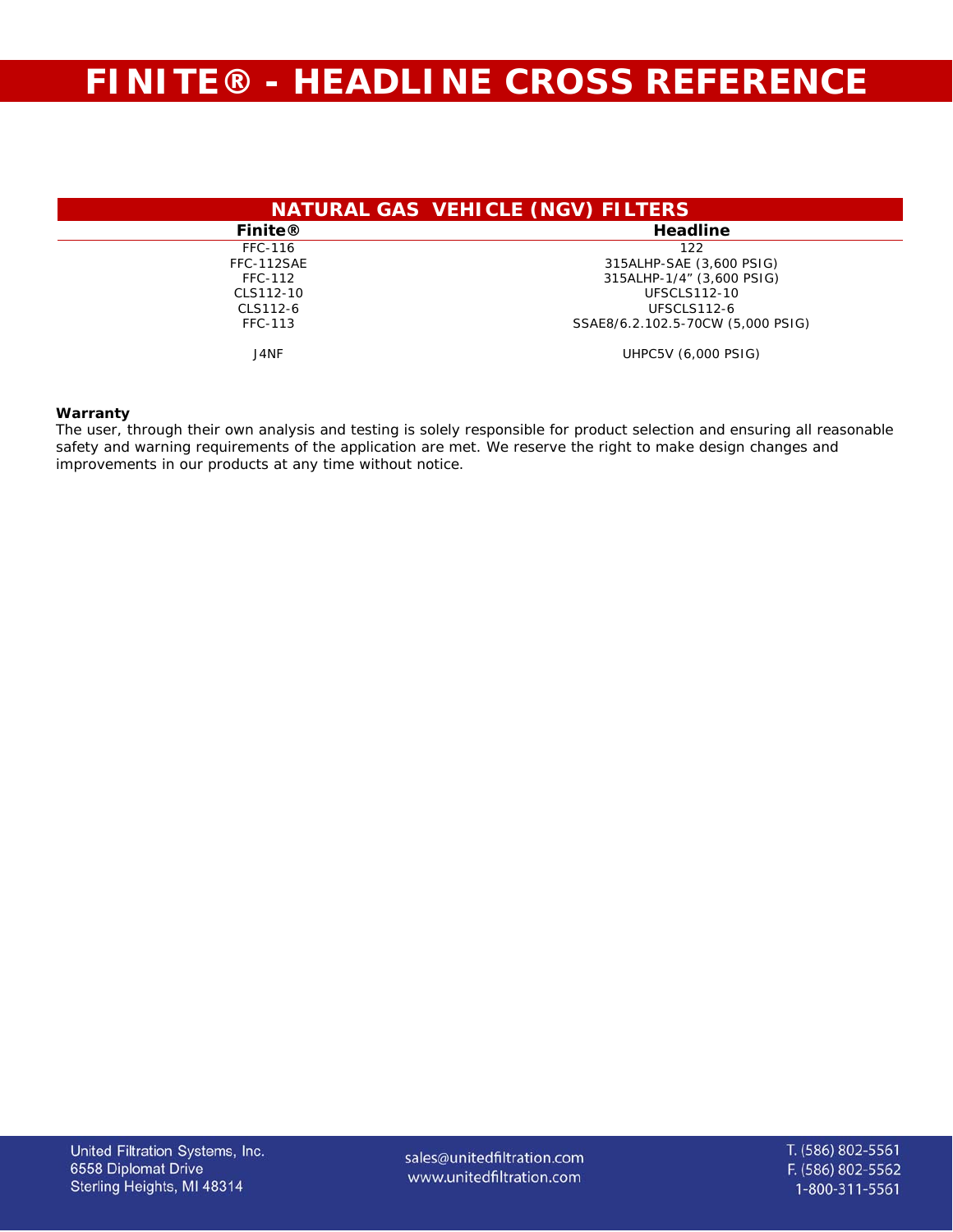# FINITE® - HEADLINE CROSS REFERENCE

## NATURAL GAS VEHICLE (NGV) FILTERS

| Finite® | Headline |
| --- | --- |
| FFC-116 | 122 |
| FFC-112SAE | 315ALHP-SAE (3,600 PSIG) |
| FFC-112 | 315ALHP-1/4" (3,600 PSIG) |
| CLS112-10 | UFSCLS112-10 |
| CLS112-6 | UFSCLS112-6 |
| FFC-113 | SSAE8/6.2.102.5-70CW (5,000 PSIG) |
| J4NF | UHPC5V (6,000 PSIG) |

**Warranty**

The user, through their own analysis and testing is solely responsible for product selection and ensuring all reasonable safety and warning requirements of the application are met. We reserve the right to make design changes and improvements in our products at any time without notice.

United Filtration Systems, Inc.
6558 Diplomat Drive
Sterling Heights, MI 48314

sales@unitedfiltration.com
www.unitedfiltration.com

T. (586) 802-5561
F. (586) 802-5562
1-800-311-5561